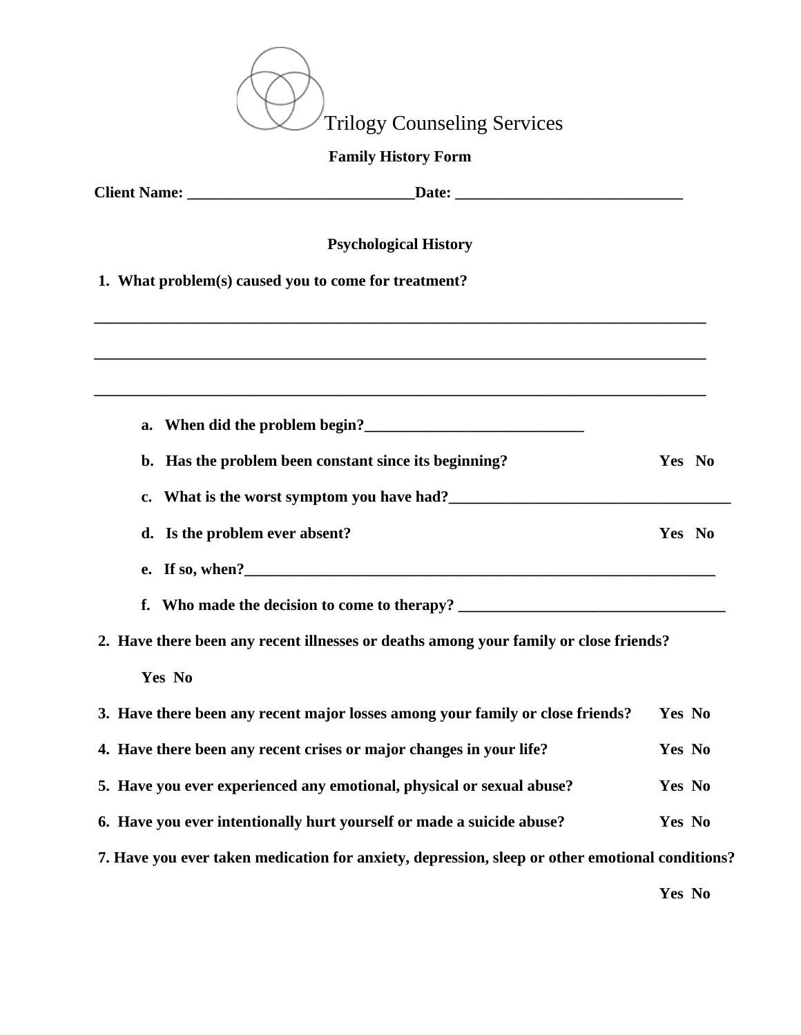Trilogy Counseling Services

**Family History Form**

**Client Name: _____________________________Date: _____________________________**

**Psychological History**

**1. What problem(s) caused you to come for treatment?**

________________________________________________________________________________

________________________________________________________________________________

________________________________________________________________________________

**a. When did the problem begin?____________________________**

**b. Has the problem been constant since its beginning? Yes No**

**c. What is the worst symptom you have had?____________________________________**

**d. Is the problem ever absent? Yes No**

**e. If so, when?______________________________________________________________**

**f. Who made the decision to come to therapy? __________________________________**

**2. Have there been any recent illnesses or deaths among your family or close friends?**

**Yes No**

**3. Have there been any recent major losses among your family or close friends? Yes No**

**4. Have there been any recent crises or major changes in your life? Yes No**

**5. Have you ever experienced any emotional, physical or sexual abuse? Yes No**

**6. Have you ever intentionally hurt yourself or made a suicide abuse? Yes No**

**7. Have you ever taken medication for anxiety, depression, sleep or other emotional conditions?**

**Yes No**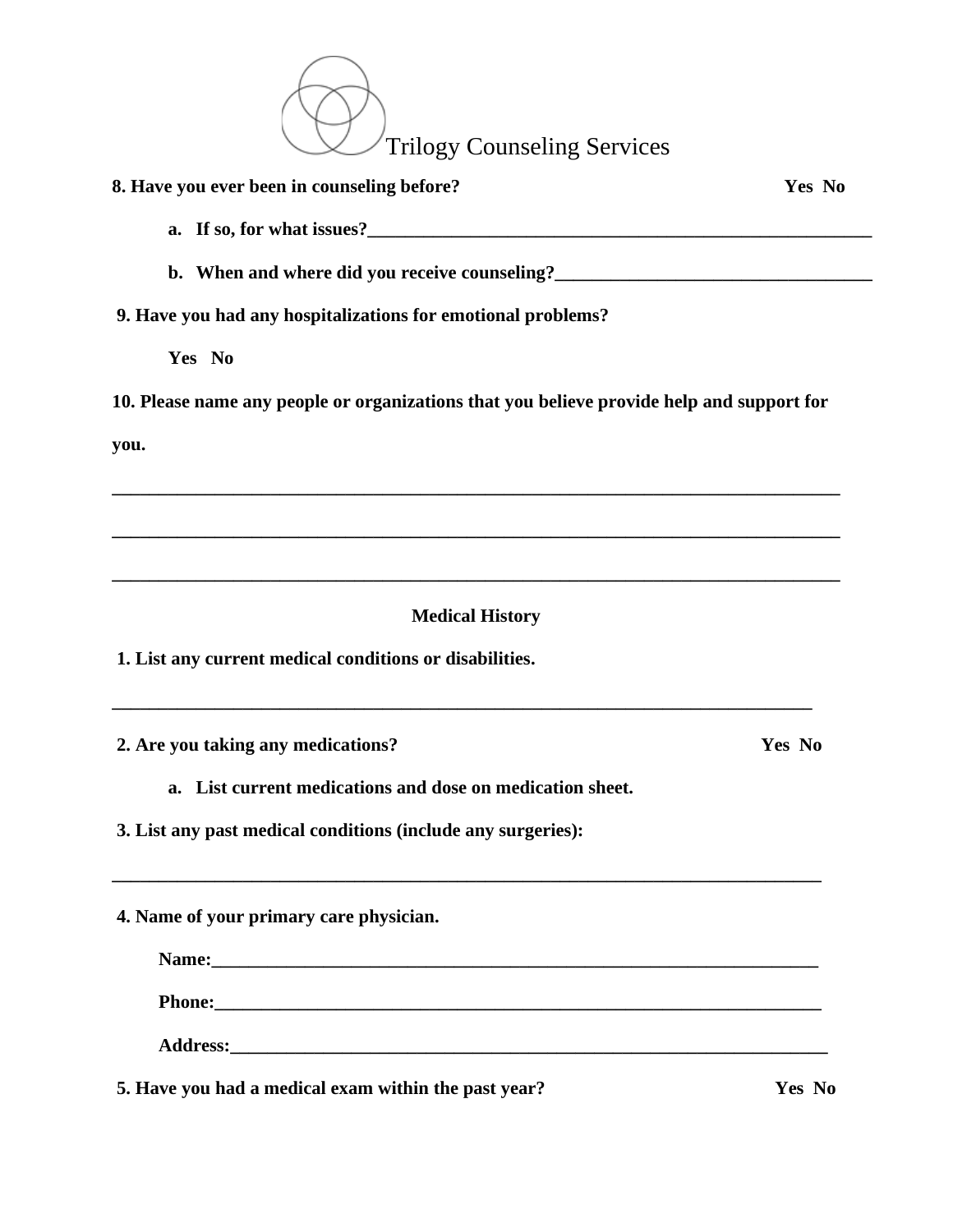Trilogy Counseling Services

**8. Have you ever been in counseling before?** **Yes No**

a. **If so, for what issues?\_\_\_\_\_\_\_\_\_\_\_\_\_\_\_\_\_\_\_\_\_\_\_\_\_\_\_\_\_\_\_\_\_\_\_\_\_\_\_\_\_\_\_\_\_\_\_\_\_\_\_\_\_\_\_\_**

b. **When and where did you receive counseling?\_\_\_\_\_\_\_\_\_\_\_\_\_\_\_\_\_\_\_\_\_\_\_\_\_\_\_\_\_\_\_\_\_\_\_\_**

**9. Have you had any hospitalizations for emotional problems?**

**Yes No**

**10. Please name any people or organizations that you believe provide help and support for you.**

\_\_\_\_\_\_\_\_\_\_\_\_\_\_\_\_\_\_\_\_\_\_\_\_\_\_\_\_\_\_\_\_\_\_\_\_\_\_\_\_\_\_\_\_\_\_\_\_\_\_\_\_\_\_\_\_\_\_\_\_\_\_\_\_\_\_\_\_\_\_\_\_\_\_\_\_\_\_

\_\_\_\_\_\_\_\_\_\_\_\_\_\_\_\_\_\_\_\_\_\_\_\_\_\_\_\_\_\_\_\_\_\_\_\_\_\_\_\_\_\_\_\_\_\_\_\_\_\_\_\_\_\_\_\_\_\_\_\_\_\_\_\_\_\_\_\_\_\_\_\_\_\_\_\_\_\_

\_\_\_\_\_\_\_\_\_\_\_\_\_\_\_\_\_\_\_\_\_\_\_\_\_\_\_\_\_\_\_\_\_\_\_\_\_\_\_\_\_\_\_\_\_\_\_\_\_\_\_\_\_\_\_\_\_\_\_\_\_\_\_\_\_\_\_\_\_\_\_\_\_\_\_\_\_\_

## Medical History

**1. List any current medical conditions or disabilities.**

\_\_\_\_\_\_\_\_\_\_\_\_\_\_\_\_\_\_\_\_\_\_\_\_\_\_\_\_\_\_\_\_\_\_\_\_\_\_\_\_\_\_\_\_\_\_\_\_\_\_\_\_\_\_\_\_\_\_\_\_\_\_\_\_\_\_\_\_\_\_\_\_\_\_\_

**2. Are you taking any medications?** **Yes No**

a. **List current medications and dose on medication sheet.**

**3. List any past medical conditions (include any surgeries):**

\_\_\_\_\_\_\_\_\_\_\_\_\_\_\_\_\_\_\_\_\_\_\_\_\_\_\_\_\_\_\_\_\_\_\_\_\_\_\_\_\_\_\_\_\_\_\_\_\_\_\_\_\_\_\_\_\_\_\_\_\_\_\_\_\_\_\_\_\_\_\_\_\_\_\_

**4. Name of your primary care physician.**

**Name:\_\_\_\_\_\_\_\_\_\_\_\_\_\_\_\_\_\_\_\_\_\_\_\_\_\_\_\_\_\_\_\_\_\_\_\_\_\_\_\_\_\_\_\_\_\_\_\_\_\_\_\_\_\_\_\_\_\_\_\_\_\_\_\_\_**

**Phone:\_\_\_\_\_\_\_\_\_\_\_\_\_\_\_\_\_\_\_\_\_\_\_\_\_\_\_\_\_\_\_\_\_\_\_\_\_\_\_\_\_\_\_\_\_\_\_\_\_\_\_\_\_\_\_\_\_\_\_\_\_\_\_\_\_**

**Address:\_\_\_\_\_\_\_\_\_\_\_\_\_\_\_\_\_\_\_\_\_\_\_\_\_\_\_\_\_\_\_\_\_\_\_\_\_\_\_\_\_\_\_\_\_\_\_\_\_\_\_\_\_\_\_\_\_\_\_\_\_\_\_\_**

**5. Have you had a medical exam within the past year?** **Yes No**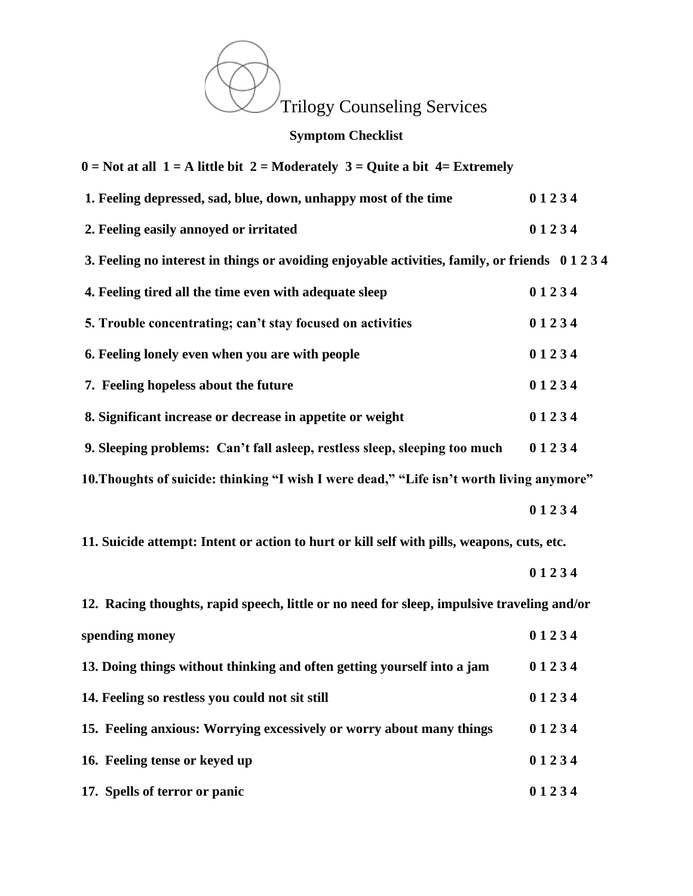# Trilogy Counseling Services

## Symptom Checklist

**0 = Not at all 1 = A little bit 2 = Moderately 3 = Quite a bit 4= Extremely**

**1. Feeling depressed, sad, blue, down, unhappy most of the time** **0 1 2 3 4**

**2. Feeling easily annoyed or irritated** **0 1 2 3 4**

**3. Feeling no interest in things or avoiding enjoyable activities, family, or friends** **0 1 2 3 4**

**4. Feeling tired all the time even with adequate sleep** **0 1 2 3 4**

**5. Trouble concentrating; can't stay focused on activities** **0 1 2 3 4**

**6. Feeling lonely even when you are with people** **0 1 2 3 4**

**7. Feeling hopeless about the future** **0 1 2 3 4**

**8. Significant increase or decrease in appetite or weight** **0 1 2 3 4**

**9. Sleeping problems: Can't fall asleep, restless sleep, sleeping too much** **0 1 2 3 4**

**10.Thoughts of suicide: thinking "I wish I were dead," "Life isn't worth living anymore"** **0 1 2 3 4**

**11. Suicide attempt: Intent or action to hurt or kill self with pills, weapons, cuts, etc.** **0 1 2 3 4**

**12. Racing thoughts, rapid speech, little or no need for sleep, impulsive traveling and/or spending money** **0 1 2 3 4**

**13. Doing things without thinking and often getting yourself into a jam** **0 1 2 3 4**

**14. Feeling so restless you could not sit still** **0 1 2 3 4**

**15. Feeling anxious: Worrying excessively or worry about many things** **0 1 2 3 4**

**16. Feeling tense or keyed up** **0 1 2 3 4**

**17. Spells of terror or panic** **0 1 2 3 4**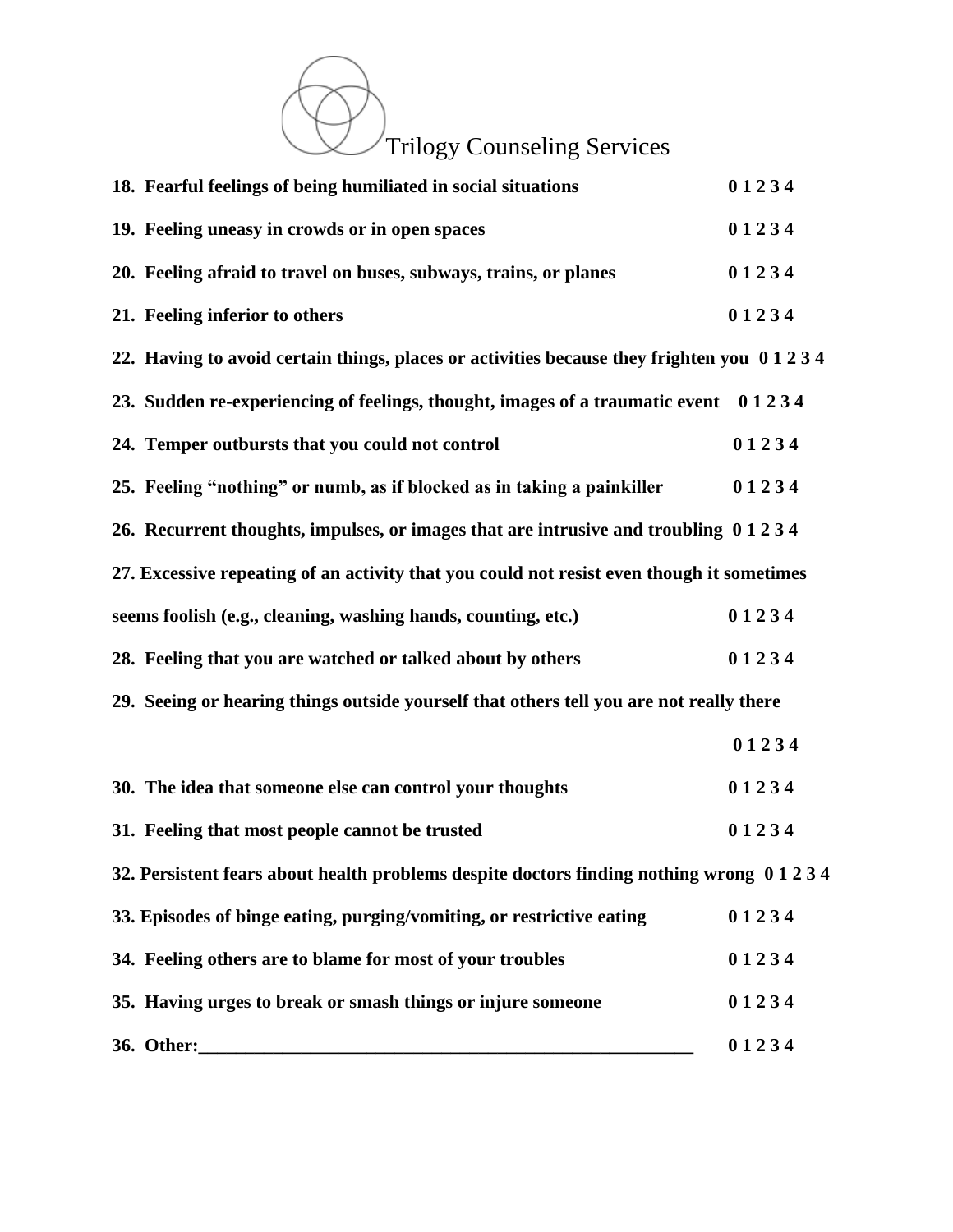Trilogy Counseling Services

**18. Fearful feelings of being humiliated in social situations 0 1 2 3 4**

**19. Feeling uneasy in crowds or in open spaces 0 1 2 3 4**

**20. Feeling afraid to travel on buses, subways, trains, or planes 0 1 2 3 4**

**21. Feeling inferior to others 0 1 2 3 4**

**22. Having to avoid certain things, places or activities because they frighten you 0 1 2 3 4**

**23. Sudden re-experiencing of feelings, thought, images of a traumatic event 0 1 2 3 4**

**24. Temper outbursts that you could not control 0 1 2 3 4**

**25. Feeling "nothing" or numb, as if blocked as in taking a painkiller 0 1 2 3 4**

**26. Recurrent thoughts, impulses, or images that are intrusive and troubling 0 1 2 3 4**

**27. Excessive repeating of an activity that you could not resist even though it sometimes seems foolish (e.g., cleaning, washing hands, counting, etc.) 0 1 2 3 4**

**28. Feeling that you are watched or talked about by others 0 1 2 3 4**

**29. Seeing or hearing things outside yourself that others tell you are not really there 0 1 2 3 4**

**30. The idea that someone else can control your thoughts 0 1 2 3 4**

**31. Feeling that most people cannot be trusted 0 1 2 3 4**

**32. Persistent fears about health problems despite doctors finding nothing wrong 0 1 2 3 4**

**33. Episodes of binge eating, purging/vomiting, or restrictive eating 0 1 2 3 4**

**34. Feeling others are to blame for most of your troubles 0 1 2 3 4**

**35. Having urges to break or smash things or injure someone 0 1 2 3 4**

**36. Other:_______________________________________________________ 0 1 2 3 4**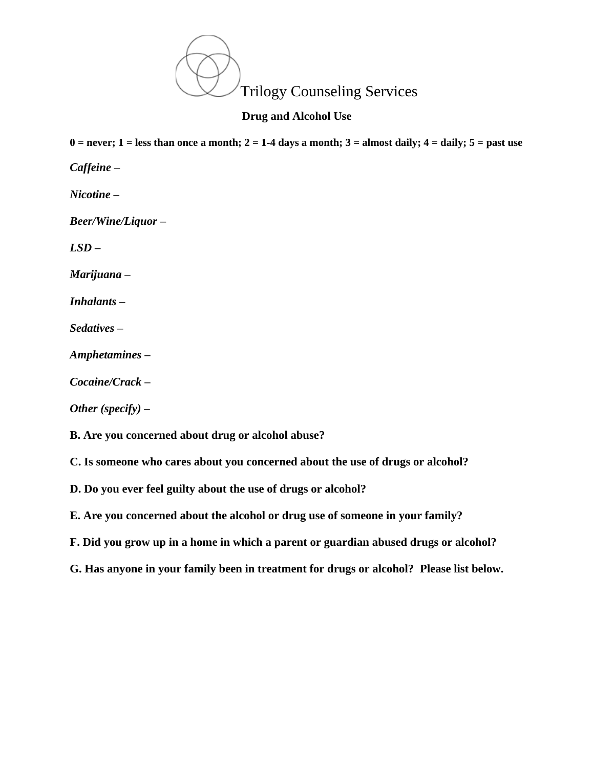Trilogy Counseling Services

## Drug and Alcohol Use

**0 = never; 1 = less than once a month; 2 = 1-4 days a month; 3 = almost daily; 4 = daily; 5 = past use**

***Caffeine –***

***Nicotine –***

***Beer/Wine/Liquor –***

***LSD –***

***Marijuana –***

***Inhalants –***

***Sedatives –***

***Amphetamines –***

***Cocaine/Crack –***

***Other (specify) –***

**B. Are you concerned about drug or alcohol abuse?**

**C. Is someone who cares about you concerned about the use of drugs or alcohol?**

**D. Do you ever feel guilty about the use of drugs or alcohol?**

**E. Are you concerned about the alcohol or drug use of someone in your family?**

**F. Did you grow up in a home in which a parent or guardian abused drugs or alcohol?**

**G. Has anyone in your family been in treatment for drugs or alcohol? Please list below.**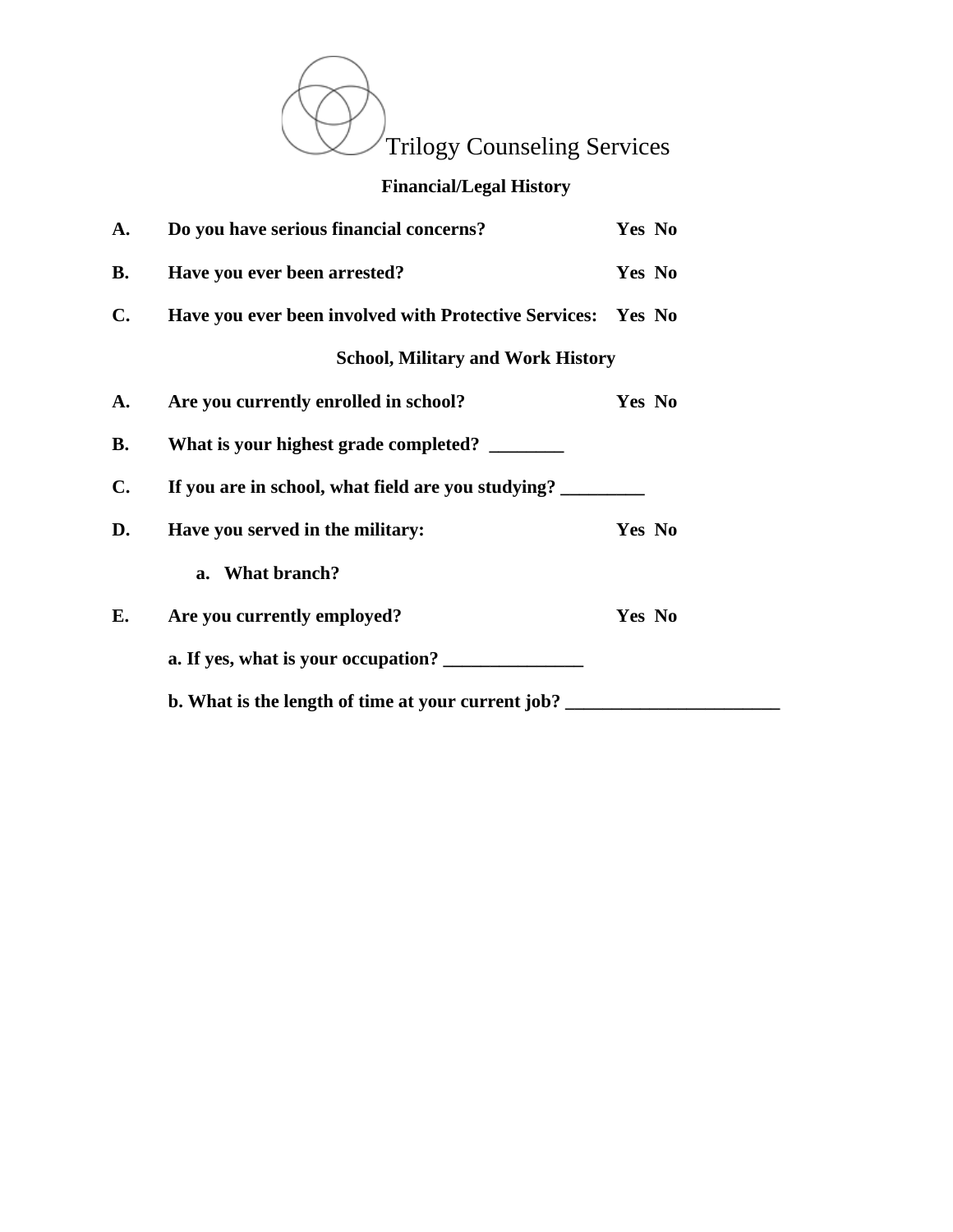Trilogy Counseling Services

## Financial/Legal History

**A.** **Do you have serious financial concerns?** **Yes No**

**B.** **Have you ever been arrested?** **Yes No**

**C.** **Have you ever been involved with Protective Services:** **Yes No**

## School, Military and Work History

**A.** **Are you currently enrolled in school?** **Yes No**

**B.** **What is your highest grade completed? ________**

**C.** **If you are in school, what field are you studying? _________**

**D.** **Have you served in the military:** **Yes No**

**a. What branch?**

**E.** **Are you currently employed?** **Yes No**

**a. If yes, what is your occupation? _______________**

**b. What is the length of time at your current job? _______________________**